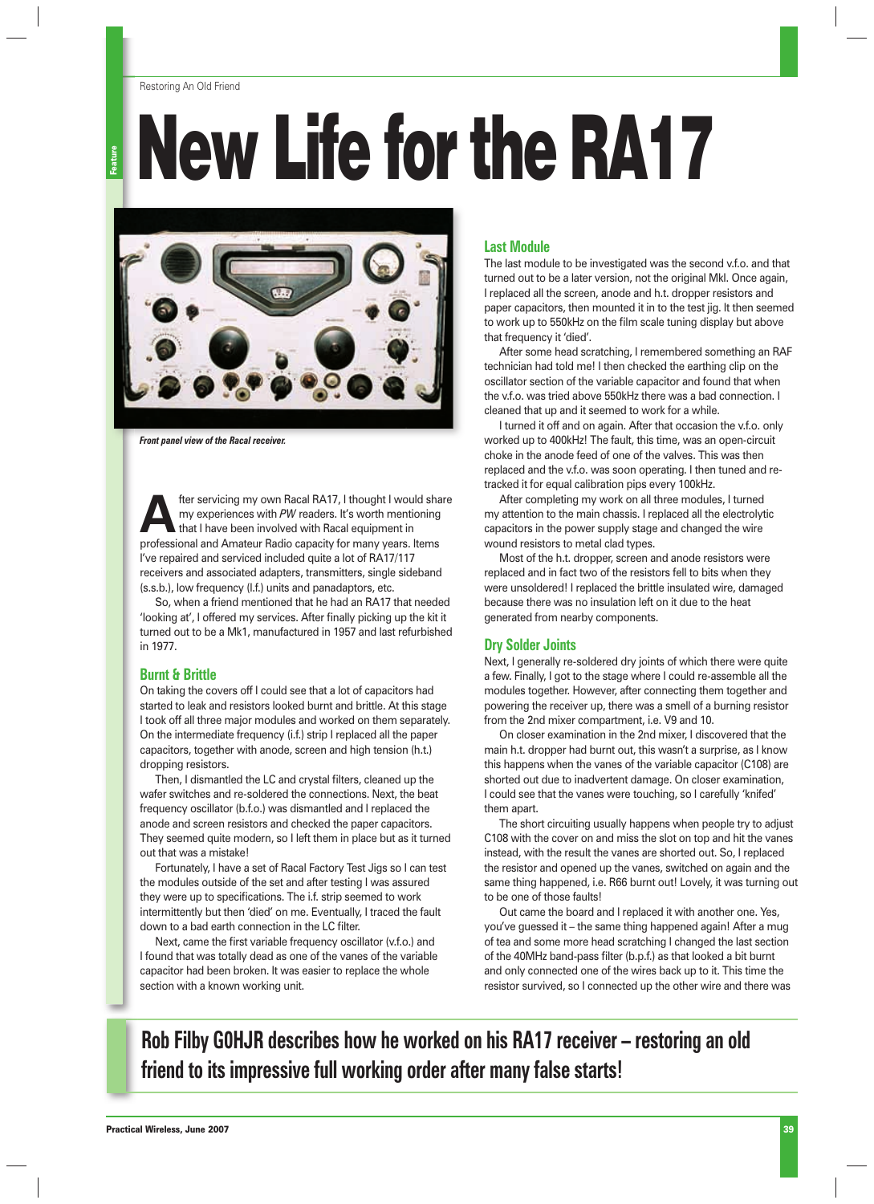# New Life for the RA17

*Front panel view of the Racal receiver.*

**Rob Filby G0HJR describes how he worked on his RA17 receiver – restoring an old friend to its impressive full working order after many false starts!**

After servicing my own Racal RA17, I thought I would share my experiences with *PW* readers. It's worth mentioning that I have been involved with Racal equipment in professional and Amateur Radio capacity for many years. Items I've repaired and serviced included quite a lot of RA17/117 receivers and associated adapters, transmitters, single sideband (s.s.b.), low frequency (l.f.) units and panadaptors, etc.

So, when a friend mentioned that he had an RA17 that needed 'looking at', I offered my services. After finally picking up the kit it turned out to be a Mk1, manufactured in 1957 and last refurbished in 1977.

## Burnt & Brittle

On taking the covers off I could see that a lot of capacitors had started to leak and resistors looked burnt and brittle. At this stage I took off all three major modules and worked on them separately. On the intermediate frequency (i.f.) strip I replaced all the paper capacitors, together with anode, screen and high tension (h.t.) dropping resistors.

Then, I dismantled the LC and crystal filters, cleaned up the wafer switches and re-soldered the connections. Next, the beat frequency oscillator (b.f.o.) was dismantled and I replaced the anode and screen resistors and checked the paper capacitors. They seemed quite modern, so I left them in place but as it turned out that was a mistake!

Fortunately, I have a set of Racal Factory Test Jigs so I can test the modules outside of the set and after testing I was assured they were up to specifications. The i.f. strip seemed to work intermittently but then 'died' on me. Eventually, I traced the fault down to a bad earth connection in the LC filter.

Next, came the first variable frequency oscillator (v.f.o.) and I found that was totally dead as one of the vanes of the variable capacitor had been broken. It was easier to replace the whole section with a known working unit.

## Last Module

The last module to be investigated was the second v.f.o. and that turned out to be a later version, not the original MkI. Once again, I replaced all the screen, anode and h.t. dropper resistors and paper capacitors, then mounted it in to the test jig. It then seemed to work up to 550kHz on the film scale tuning display but above that frequency it 'died'.

After some head scratching, I remembered something an RAF technician had told me! I then checked the earthing clip on the oscillator section of the variable capacitor and found that when the v.f.o. was tried above 550kHz there was a bad connection. I cleaned that up and it seemed to work for a while.

I turned it off and on again. After that occasion the v.f.o. only worked up to 400kHz! The fault, this time, was an open-circuit choke in the anode feed of one of the valves. This was then replaced and the v.f.o. was soon operating. I then tuned and re-tracked it for equal calibration pips every 100kHz.

After completing my work on all three modules, I turned my attention to the main chassis. I replaced all the electrolytic capacitors in the power supply stage and changed the wire wound resistors to metal clad types.

Most of the h.t. dropper, screen and anode resistors were replaced and in fact two of the resistors fell to bits when they were unsoldered! I replaced the brittle insulated wire, damaged because there was no insulation left on it due to the heat generated from nearby components.

## Dry Solder Joints

Next, I generally re-soldered dry joints of which there were quite a few. Finally, I got to the stage where I could re-assemble all the modules together. However, after connecting them together and powering the receiver up, there was a smell of a burning resistor from the 2nd mixer compartment, i.e. V9 and 10.

On closer examination in the 2nd mixer, I discovered that the main h.t. dropper had burnt out, this wasn't a surprise, as I know this happens when the vanes of the variable capacitor (C108) are shorted out due to inadvertent damage. On closer examination, I could see that the vanes were touching, so I carefully 'knifed' them apart.

The short circuiting usually happens when people try to adjust C108 with the cover on and miss the slot on top and hit the vanes instead, with the result the vanes are shorted out. So, I replaced the resistor and opened up the vanes, switched on again and the same thing happened, i.e. R66 burnt out! Lovely, it was turning out to be one of those faults!

Out came the board and I replaced it with another one. Yes, you've guessed it – the same thing happened again! After a mug of tea and some more head scratching I changed the last section of the 40MHz band-pass filter (b.p.f.) as that looked a bit burnt and only connected one of the wires back up to it. This time the resistor survived, so I connected up the other wire and there was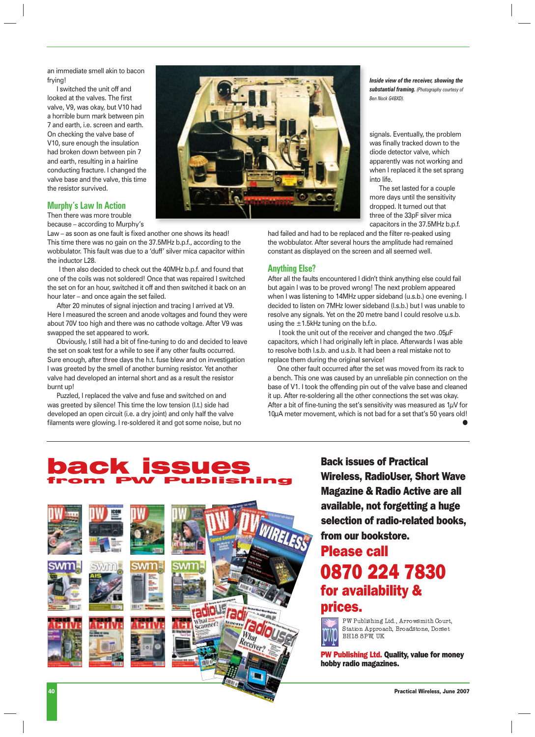an immediate smell akin to bacon frying!

I switched the unit off and looked at the valves. The first valve, V9, was okay, but V10 had a horrible burn mark between pin 7 and earth, i.e. screen and earth. On checking the valve base of V10, sure enough the insulation had broken down between pin 7 and earth, resulting in a hairline conducting fracture. I changed the valve base and the valve, this time the resistor survived.

*Inside view of the receiver, showing the substantial framing. (Photography courtesy of Ben Nock G4BXD).*

## Murphy's Law In Action

Then there was more trouble because – according to Murphy's Law – as soon as one fault is fixed another one shows its head! This time there was no gain on the 37.5MHz b.p.f., according to the wobbulator. This fault was due to a 'duff' silver mica capacitor within the inductor L28.

I then also decided to check out the 40MHz b.p.f. and found that one of the coils was not soldered! Once that was repaired I switched the set on for an hour, switched it off and then switched it back on an hour later – and once again the set failed.

After 20 minutes of signal injection and tracing I arrived at V9. Here I measured the screen and anode voltages and found they were about 70V too high and there was no cathode voltage. After V9 was swapped the set appeared to work.

Obviously, I still had a bit of fine-tuning to do and decided to leave the set on soak test for a while to see if any other faults occurred. Sure enough, after three days the h.t. fuse blew and on investigation I was greeted by the smell of another burning resistor. Yet another valve had developed an internal short and as a result the resistor burnt up!

Puzzled, I replaced the valve and fuse and switched on and was greeted by silence! This time the low tension (l.t.) side had developed an open circuit (i.e. a dry joint) and only half the valve filaments were glowing. I re-soldered it and got some noise, but no signals. Eventually, the problem was finally tracked down to the diode detector valve, which apparently was not working and when I replaced it the set sprang into life.

The set lasted for a couple more days until the sensitivity dropped. It turned out that three of the 33pF silver mica capacitors in the 37.5MHz b.p.f. had failed and had to be replaced and the filter re-peaked using the wobbulator. After several hours the amplitude had remained constant as displayed on the screen and all seemed well.

## Anything Else?

After all the faults encountered I didn't think anything else could fail but again I was to be proved wrong! The next problem appeared when I was listening to 14MHz upper sideband (u.s.b.) one evening. I decided to listen on 7MHz lower sideband (l.s.b.) but I was unable to resolve any signals. Yet on the 20 metre band I could resolve u.s.b. using the ±1.5kHz tuning on the b.f.o.

I took the unit out of the receiver and changed the two .05μF capacitors, which I had originally left in place. Afterwards I was able to resolve both l.s.b. and u.s.b. It had been a real mistake not to replace them during the original service!

One other fault occurred after the set was moved from its rack to a bench. This one was caused by an unreliable pin connection on the base of V1. I took the offending pin out of the valve base and cleaned it up. After re-soldering all the other connections the set was okay. After a bit of fine-tuning the set's sensitivity was measured as 1μV for 10μA meter movement, which is not bad for a set that's 50 years old! ●

---

# back issues
## from PW Publishing

**Back issues of Practical Wireless, RadioUser, Short Wave Magazine & Radio Active are all available, not forgetting a huge selection of radio-related books, from our bookstore.**

## Please call 0870 224 7830 for availability & prices.

PW Publishing Ltd., Arrowsmith Court, Station Approach, Broadstone, Dorset BH18 8PW, UK

**PW Publishing Ltd. Quality, value for money hobby radio magazines.**